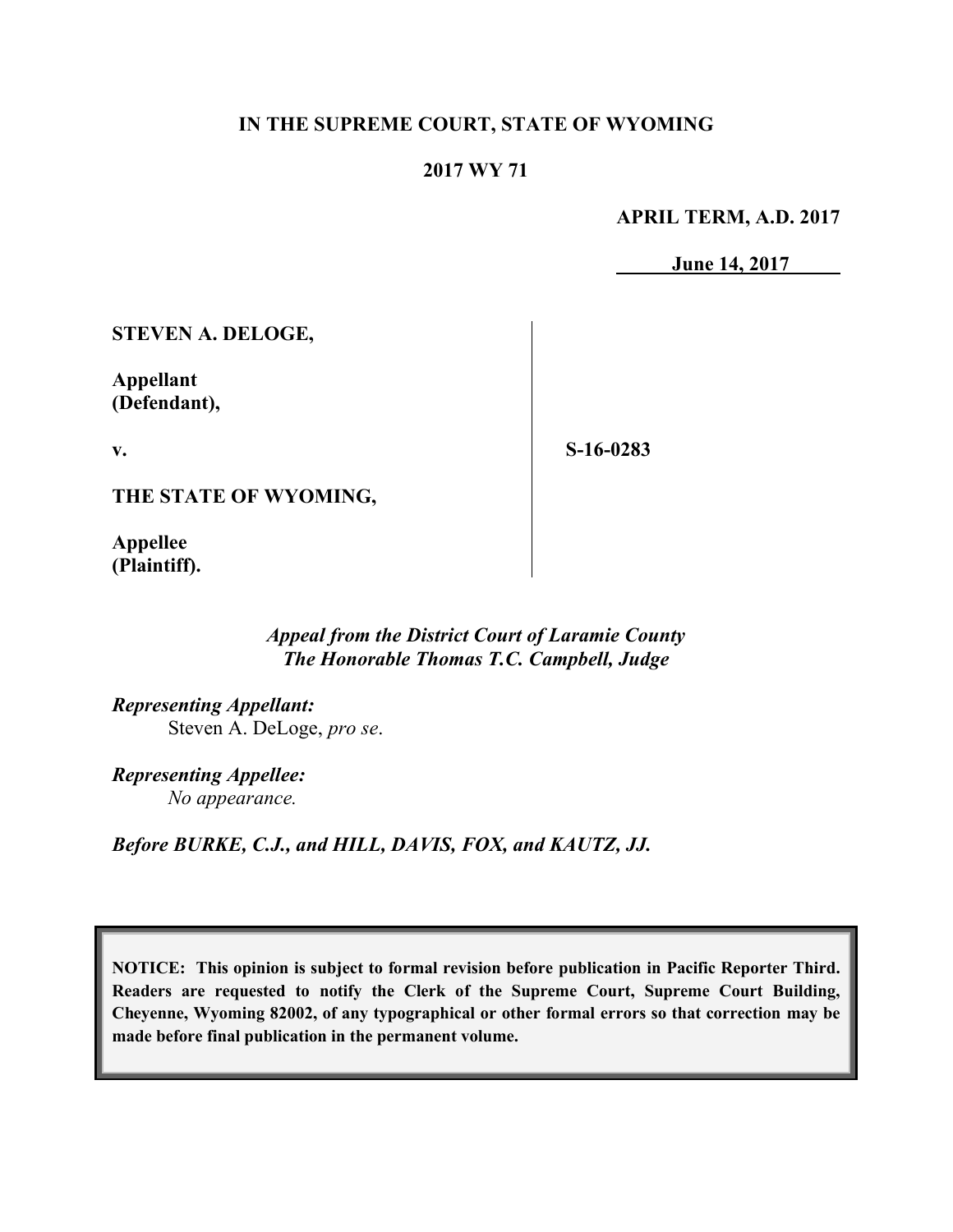**IN THE SUPREME COURT, STATE OF WYOMING**

**2017 WY 71**

**APRIL TERM, A.D. 2017**

**June 14, 2017**

| | | |
|---|---|---|
| **STEVEN A. DELOGE,**<br><br>**Appellant (Defendant),**<br><br>**v.**<br><br>**THE STATE OF WYOMING,**<br><br>**Appellee (Plaintiff).** | | **S-16-0283** |

*Appeal from the District Court of Laramie County*
*The Honorable Thomas T.C. Campbell, Judge*

*Representing Appellant:*
Steven A. DeLoge, *pro se*.

*Representing Appellee:*
*No appearance.*

*Before BURKE, C.J., and HILL, DAVIS, FOX, and KAUTZ, JJ.*

**NOTICE: This opinion is subject to formal revision before publication in Pacific Reporter Third. Readers are requested to notify the Clerk of the Supreme Court, Supreme Court Building, Cheyenne, Wyoming 82002, of any typographical or other formal errors so that correction may be made before final publication in the permanent volume.**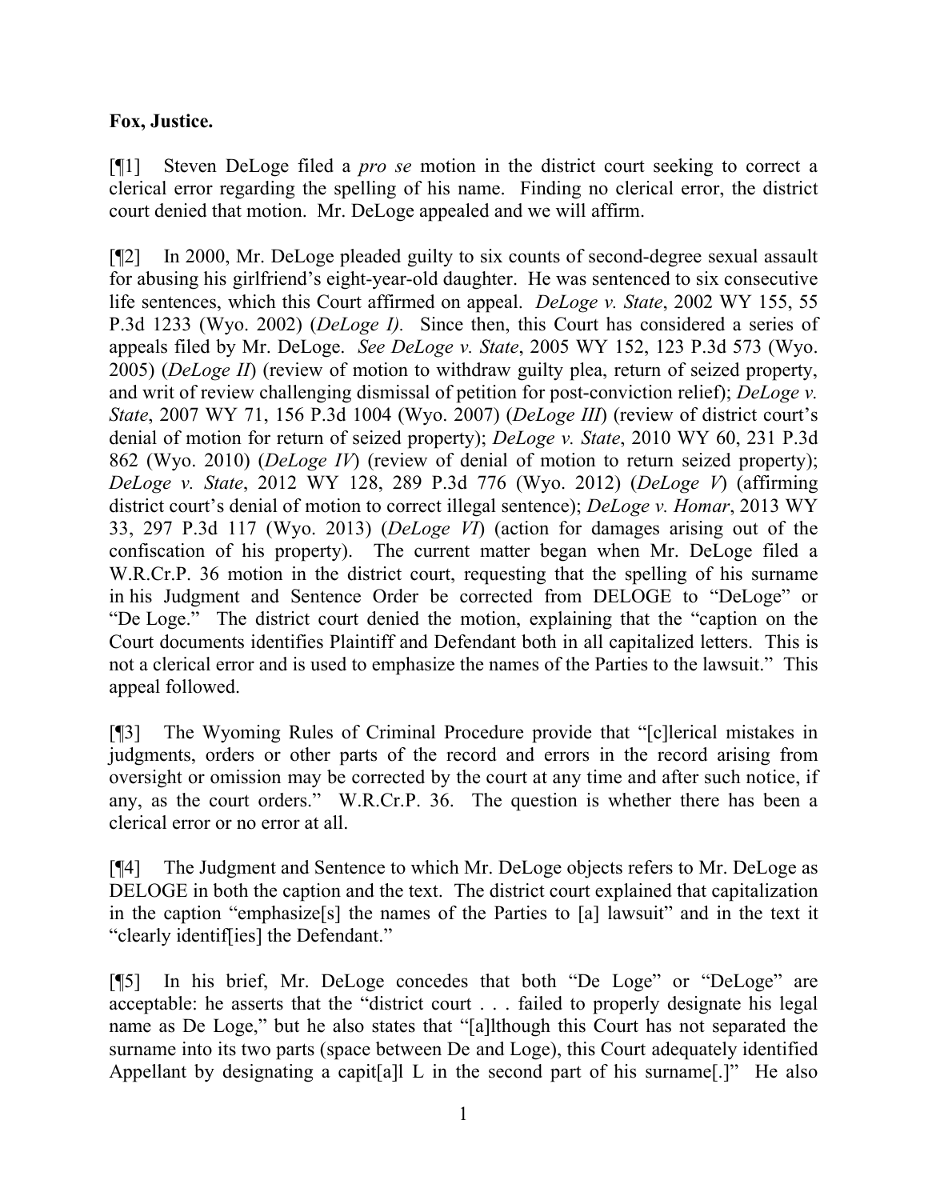**Fox, Justice.**

[¶1] Steven DeLoge filed a *pro se* motion in the district court seeking to correct a clerical error regarding the spelling of his name. Finding no clerical error, the district court denied that motion. Mr. DeLoge appealed and we will affirm.

[¶2] In 2000, Mr. DeLoge pleaded guilty to six counts of second-degree sexual assault for abusing his girlfriend's eight-year-old daughter. He was sentenced to six consecutive life sentences, which this Court affirmed on appeal. *DeLoge v. State*, 2002 WY 155, 55 P.3d 1233 (Wyo. 2002) (*DeLoge I).* Since then, this Court has considered a series of appeals filed by Mr. DeLoge. *See DeLoge v. State*, 2005 WY 152, 123 P.3d 573 (Wyo. 2005) (*DeLoge II*) (review of motion to withdraw guilty plea, return of seized property, and writ of review challenging dismissal of petition for post-conviction relief); *DeLoge v. State*, 2007 WY 71, 156 P.3d 1004 (Wyo. 2007) (*DeLoge III*) (review of district court's denial of motion for return of seized property); *DeLoge v. State*, 2010 WY 60, 231 P.3d 862 (Wyo. 2010) (*DeLoge IV*) (review of denial of motion to return seized property); *DeLoge v. State*, 2012 WY 128, 289 P.3d 776 (Wyo. 2012) (*DeLoge V*) (affirming district court's denial of motion to correct illegal sentence); *DeLoge v. Homar*, 2013 WY 33, 297 P.3d 117 (Wyo. 2013) (*DeLoge VI*) (action for damages arising out of the confiscation of his property). The current matter began when Mr. DeLoge filed a W.R.Cr.P. 36 motion in the district court, requesting that the spelling of his surname in his Judgment and Sentence Order be corrected from DELOGE to "DeLoge" or "De Loge." The district court denied the motion, explaining that the "caption on the Court documents identifies Plaintiff and Defendant both in all capitalized letters. This is not a clerical error and is used to emphasize the names of the Parties to the lawsuit." This appeal followed.

[¶3] The Wyoming Rules of Criminal Procedure provide that "[c]lerical mistakes in judgments, orders or other parts of the record and errors in the record arising from oversight or omission may be corrected by the court at any time and after such notice, if any, as the court orders." W.R.Cr.P. 36. The question is whether there has been a clerical error or no error at all.

[¶4] The Judgment and Sentence to which Mr. DeLoge objects refers to Mr. DeLoge as DELOGE in both the caption and the text. The district court explained that capitalization in the caption "emphasize[s] the names of the Parties to [a] lawsuit" and in the text it "clearly identif[ies] the Defendant."

[¶5] In his brief, Mr. DeLoge concedes that both "De Loge" or "DeLoge" are acceptable: he asserts that the "district court . . . failed to properly designate his legal name as De Loge," but he also states that "[a]lthough this Court has not separated the surname into its two parts (space between De and Loge), this Court adequately identified Appellant by designating a capit[a]l L in the second part of his surname[.]" He also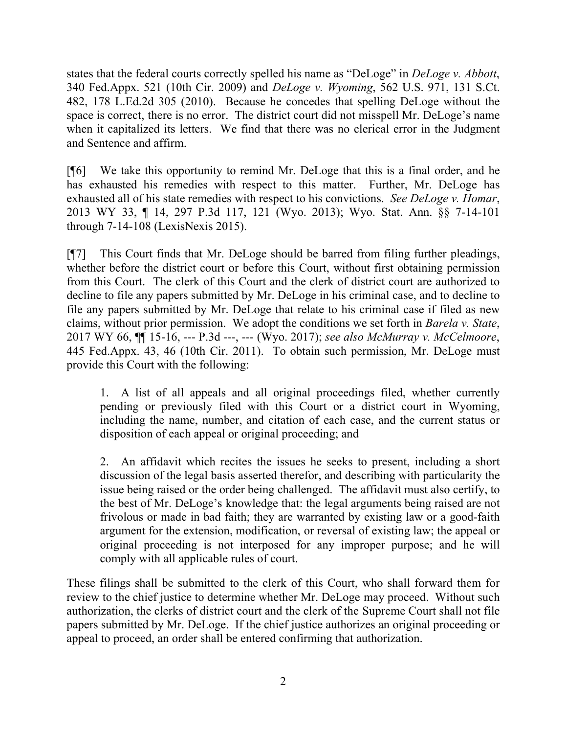states that the federal courts correctly spelled his name as "DeLoge" in *DeLoge v. Abbott*, 340 Fed.Appx. 521 (10th Cir. 2009) and *DeLoge v. Wyoming*, 562 U.S. 971, 131 S.Ct. 482, 178 L.Ed.2d 305 (2010). Because he concedes that spelling DeLoge without the space is correct, there is no error. The district court did not misspell Mr. DeLoge's name when it capitalized its letters. We find that there was no clerical error in the Judgment and Sentence and affirm.

[¶6] We take this opportunity to remind Mr. DeLoge that this is a final order, and he has exhausted his remedies with respect to this matter. Further, Mr. DeLoge has exhausted all of his state remedies with respect to his convictions. *See DeLoge v. Homar*, 2013 WY 33, ¶ 14, 297 P.3d 117, 121 (Wyo. 2013); Wyo. Stat. Ann. §§ 7-14-101 through 7-14-108 (LexisNexis 2015).

[¶7] This Court finds that Mr. DeLoge should be barred from filing further pleadings, whether before the district court or before this Court, without first obtaining permission from this Court. The clerk of this Court and the clerk of district court are authorized to decline to file any papers submitted by Mr. DeLoge in his criminal case, and to decline to file any papers submitted by Mr. DeLoge that relate to his criminal case if filed as new claims, without prior permission. We adopt the conditions we set forth in *Barela v. State*, 2017 WY 66, ¶¶ 15-16, --- P.3d ---, --- (Wyo. 2017); *see also McMurray v. McCelmoore*, 445 Fed.Appx. 43, 46 (10th Cir. 2011). To obtain such permission, Mr. DeLoge must provide this Court with the following:

> 1. A list of all appeals and all original proceedings filed, whether currently pending or previously filed with this Court or a district court in Wyoming, including the name, number, and citation of each case, and the current status or disposition of each appeal or original proceeding; and
>
> 2. An affidavit which recites the issues he seeks to present, including a short discussion of the legal basis asserted therefor, and describing with particularity the issue being raised or the order being challenged. The affidavit must also certify, to the best of Mr. DeLoge's knowledge that: the legal arguments being raised are not frivolous or made in bad faith; they are warranted by existing law or a good-faith argument for the extension, modification, or reversal of existing law; the appeal or original proceeding is not interposed for any improper purpose; and he will comply with all applicable rules of court.

These filings shall be submitted to the clerk of this Court, who shall forward them for review to the chief justice to determine whether Mr. DeLoge may proceed. Without such authorization, the clerks of district court and the clerk of the Supreme Court shall not file papers submitted by Mr. DeLoge. If the chief justice authorizes an original proceeding or appeal to proceed, an order shall be entered confirming that authorization.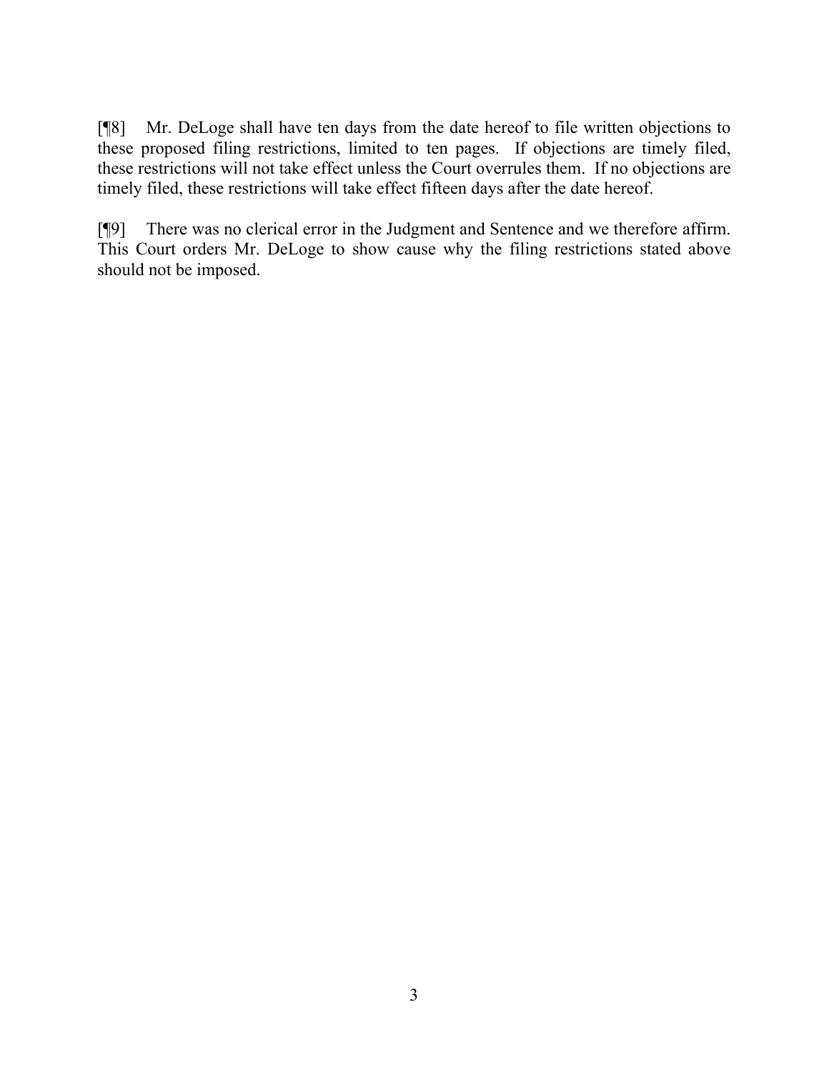[¶8] Mr. DeLoge shall have ten days from the date hereof to file written objections to these proposed filing restrictions, limited to ten pages. If objections are timely filed, these restrictions will not take effect unless the Court overrules them. If no objections are timely filed, these restrictions will take effect fifteen days after the date hereof.

[¶9] There was no clerical error in the Judgment and Sentence and we therefore affirm. This Court orders Mr. DeLoge to show cause why the filing restrictions stated above should not be imposed.